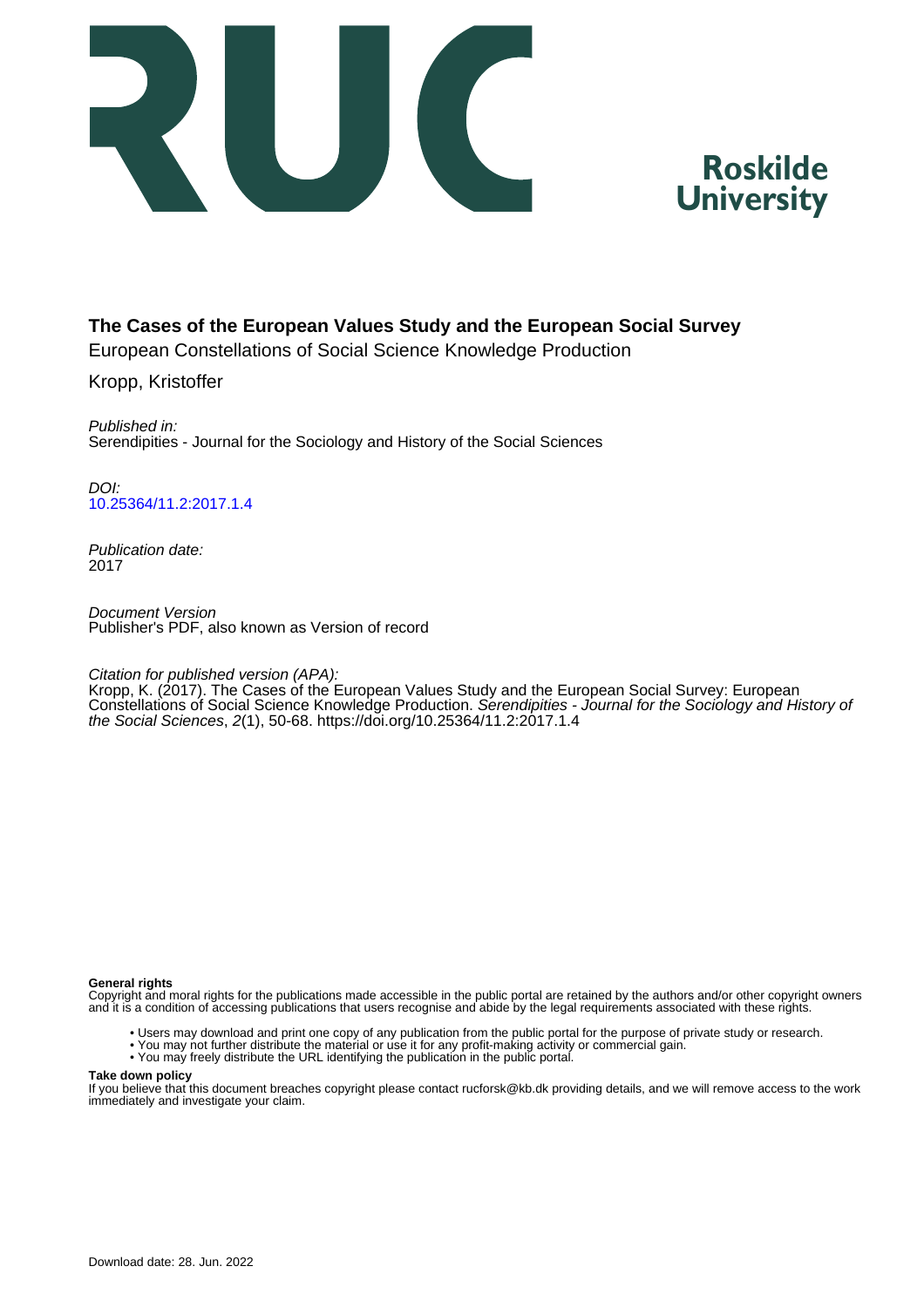# The Cases of the European Values Study and the European Social Survey

European Constellations of Social Science Knowledge Production

Kropp, Kristoffer

*Published in:*
Serendipities - Journal for the Sociology and History of the Social Sciences

*DOI:*
10.25364/11.2:2017.1.4

*Publication date:*
2017

*Document Version*
Publisher's PDF, also known as Version of record

*Citation for published version (APA):*
Kropp, K. (2017). The Cases of the European Values Study and the European Social Survey: European Constellations of Social Science Knowledge Production. *Serendipities - Journal for the Sociology and History of the Social Sciences*, *2*(1), 50-68. https://doi.org/10.25364/11.2:2017.1.4

**General rights**
Copyright and moral rights for the publications made accessible in the public portal are retained by the authors and/or other copyright owners and it is a condition of accessing publications that users recognise and abide by the legal requirements associated with these rights.

- Users may download and print one copy of any publication from the public portal for the purpose of private study or research.
- You may not further distribute the material or use it for any profit-making activity or commercial gain.
- You may freely distribute the URL identifying the publication in the public portal.

**Take down policy**
If you believe that this document breaches copyright please contact rucforsk@kb.dk providing details, and we will remove access to the work immediately and investigate your claim.

Download date: 28. Jun. 2022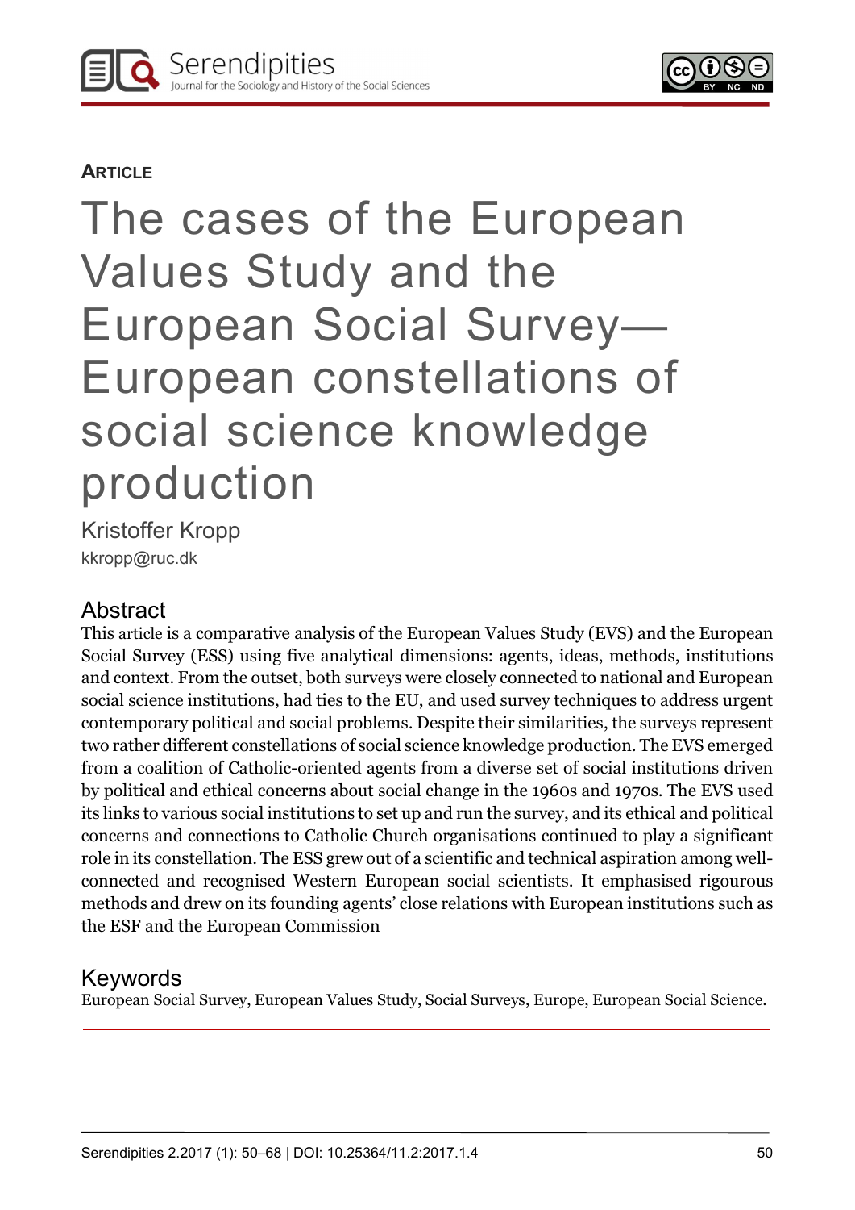**ARTICLE**

# The cases of the European Values Study and the European Social Survey—European constellations of social science knowledge production

Kristoffer Kropp

kkropp@ruc.dk

## Abstract

This article is a comparative analysis of the European Values Study (EVS) and the European Social Survey (ESS) using five analytical dimensions: agents, ideas, methods, institutions and context. From the outset, both surveys were closely connected to national and European social science institutions, had ties to the EU, and used survey techniques to address urgent contemporary political and social problems. Despite their similarities, the surveys represent two rather different constellations of social science knowledge production. The EVS emerged from a coalition of Catholic-oriented agents from a diverse set of social institutions driven by political and ethical concerns about social change in the 1960s and 1970s. The EVS used its links to various social institutions to set up and run the survey, and its ethical and political concerns and connections to Catholic Church organisations continued to play a significant role in its constellation. The ESS grew out of a scientific and technical aspiration among well-connected and recognised Western European social scientists. It emphasised rigourous methods and drew on its founding agents' close relations with European institutions such as the ESF and the European Commission

## Keywords

European Social Survey, European Values Study, Social Surveys, Europe, European Social Science.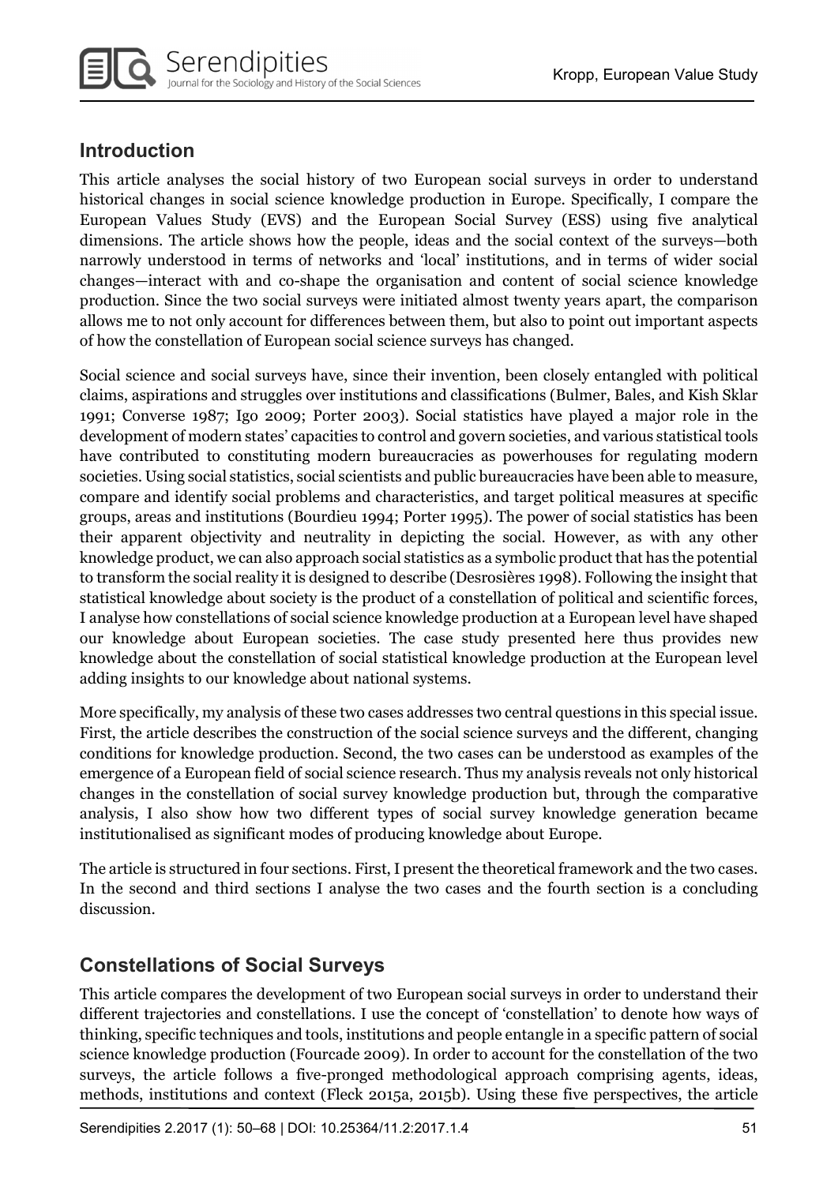## Introduction

This article analyses the social history of two European social surveys in order to understand historical changes in social science knowledge production in Europe. Specifically, I compare the European Values Study (EVS) and the European Social Survey (ESS) using five analytical dimensions. The article shows how the people, ideas and the social context of the surveys—both narrowly understood in terms of networks and 'local' institutions, and in terms of wider social changes—interact with and co-shape the organisation and content of social science knowledge production. Since the two social surveys were initiated almost twenty years apart, the comparison allows me to not only account for differences between them, but also to point out important aspects of how the constellation of European social science surveys has changed.

Social science and social surveys have, since their invention, been closely entangled with political claims, aspirations and struggles over institutions and classifications (Bulmer, Bales, and Kish Sklar 1991; Converse 1987; Igo 2009; Porter 2003). Social statistics have played a major role in the development of modern states' capacities to control and govern societies, and various statistical tools have contributed to constituting modern bureaucracies as powerhouses for regulating modern societies. Using social statistics, social scientists and public bureaucracies have been able to measure, compare and identify social problems and characteristics, and target political measures at specific groups, areas and institutions (Bourdieu 1994; Porter 1995). The power of social statistics has been their apparent objectivity and neutrality in depicting the social. However, as with any other knowledge product, we can also approach social statistics as a symbolic product that has the potential to transform the social reality it is designed to describe (Desrosières 1998). Following the insight that statistical knowledge about society is the product of a constellation of political and scientific forces, I analyse how constellations of social science knowledge production at a European level have shaped our knowledge about European societies. The case study presented here thus provides new knowledge about the constellation of social statistical knowledge production at the European level adding insights to our knowledge about national systems.

More specifically, my analysis of these two cases addresses two central questions in this special issue. First, the article describes the construction of the social science surveys and the different, changing conditions for knowledge production. Second, the two cases can be understood as examples of the emergence of a European field of social science research. Thus my analysis reveals not only historical changes in the constellation of social survey knowledge production but, through the comparative analysis, I also show how two different types of social survey knowledge generation became institutionalised as significant modes of producing knowledge about Europe.

The article is structured in four sections. First, I present the theoretical framework and the two cases. In the second and third sections I analyse the two cases and the fourth section is a concluding discussion.

## Constellations of Social Surveys

This article compares the development of two European social surveys in order to understand their different trajectories and constellations. I use the concept of 'constellation' to denote how ways of thinking, specific techniques and tools, institutions and people entangle in a specific pattern of social science knowledge production (Fourcade 2009). In order to account for the constellation of the two surveys, the article follows a five-pronged methodological approach comprising agents, ideas, methods, institutions and context (Fleck 2015a, 2015b). Using these five perspectives, the article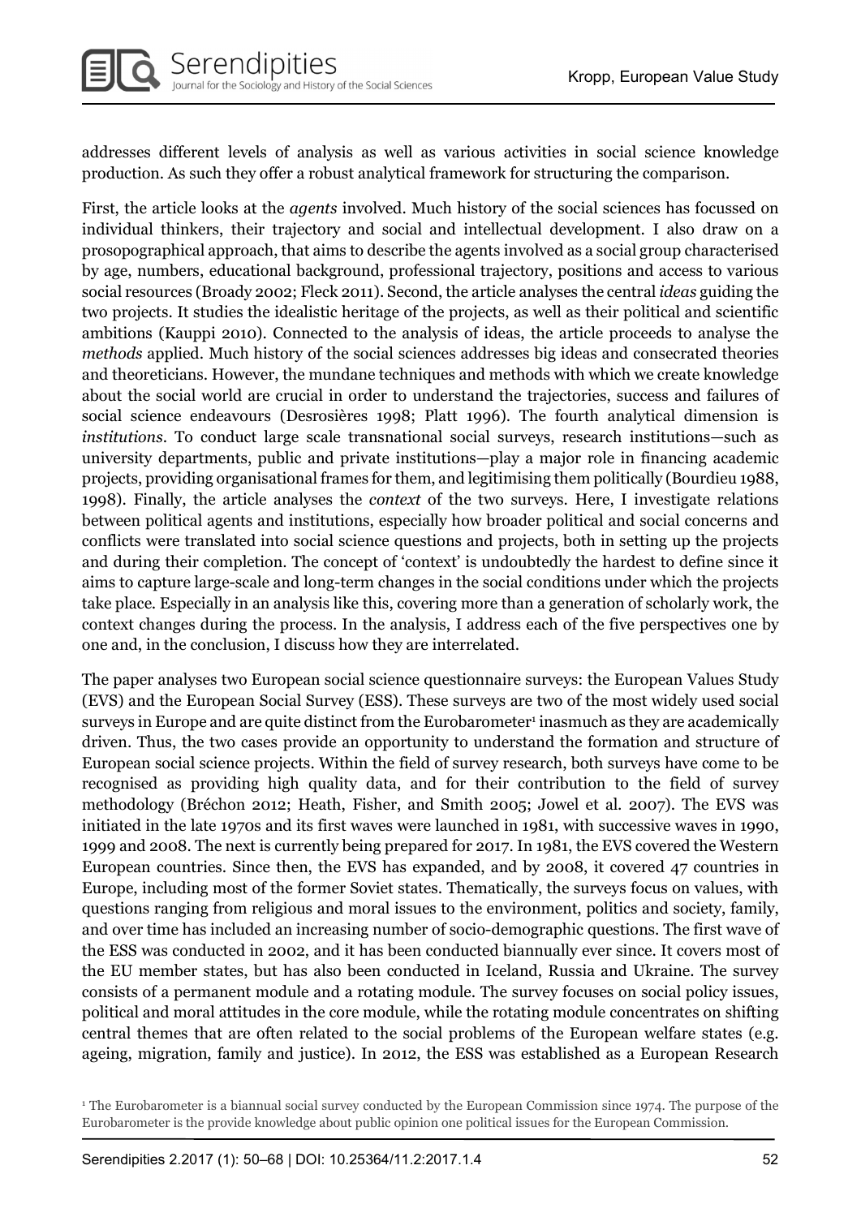addresses different levels of analysis as well as various activities in social science knowledge production. As such they offer a robust analytical framework for structuring the comparison.

First, the article looks at the *agents* involved. Much history of the social sciences has focussed on individual thinkers, their trajectory and social and intellectual development. I also draw on a prosopographical approach, that aims to describe the agents involved as a social group characterised by age, numbers, educational background, professional trajectory, positions and access to various social resources (Broady 2002; Fleck 2011). Second, the article analyses the central *ideas* guiding the two projects. It studies the idealistic heritage of the projects, as well as their political and scientific ambitions (Kauppi 2010). Connected to the analysis of ideas, the article proceeds to analyse the *methods* applied. Much history of the social sciences addresses big ideas and consecrated theories and theoreticians. However, the mundane techniques and methods with which we create knowledge about the social world are crucial in order to understand the trajectories, success and failures of social science endeavours (Desrosières 1998; Platt 1996). The fourth analytical dimension is *institutions*. To conduct large scale transnational social surveys, research institutions—such as university departments, public and private institutions—play a major role in financing academic projects, providing organisational frames for them, and legitimising them politically (Bourdieu 1988, 1998). Finally, the article analyses the *context* of the two surveys. Here, I investigate relations between political agents and institutions, especially how broader political and social concerns and conflicts were translated into social science questions and projects, both in setting up the projects and during their completion. The concept of 'context' is undoubtedly the hardest to define since it aims to capture large-scale and long-term changes in the social conditions under which the projects take place. Especially in an analysis like this, covering more than a generation of scholarly work, the context changes during the process. In the analysis, I address each of the five perspectives one by one and, in the conclusion, I discuss how they are interrelated.

The paper analyses two European social science questionnaire surveys: the European Values Study (EVS) and the European Social Survey (ESS). These surveys are two of the most widely used social surveys in Europe and are quite distinct from the Eurobarometer[1] inasmuch as they are academically driven. Thus, the two cases provide an opportunity to understand the formation and structure of European social science projects. Within the field of survey research, both surveys have come to be recognised as providing high quality data, and for their contribution to the field of survey methodology (Bréchon 2012; Heath, Fisher, and Smith 2005; Jowel et al. 2007). The EVS was initiated in the late 1970s and its first waves were launched in 1981, with successive waves in 1990, 1999 and 2008. The next is currently being prepared for 2017. In 1981, the EVS covered the Western European countries. Since then, the EVS has expanded, and by 2008, it covered 47 countries in Europe, including most of the former Soviet states. Thematically, the surveys focus on values, with questions ranging from religious and moral issues to the environment, politics and society, family, and over time has included an increasing number of socio-demographic questions. The first wave of the ESS was conducted in 2002, and it has been conducted biannually ever since. It covers most of the EU member states, but has also been conducted in Iceland, Russia and Ukraine. The survey consists of a permanent module and a rotating module. The survey focuses on social policy issues, political and moral attitudes in the core module, while the rotating module concentrates on shifting central themes that are often related to the social problems of the European welfare states (e.g. ageing, migration, family and justice). In 2012, the ESS was established as a European Research

[1] The Eurobarometer is a biannual social survey conducted by the European Commission since 1974. The purpose of the Eurobarometer is the provide knowledge about public opinion one political issues for the European Commission.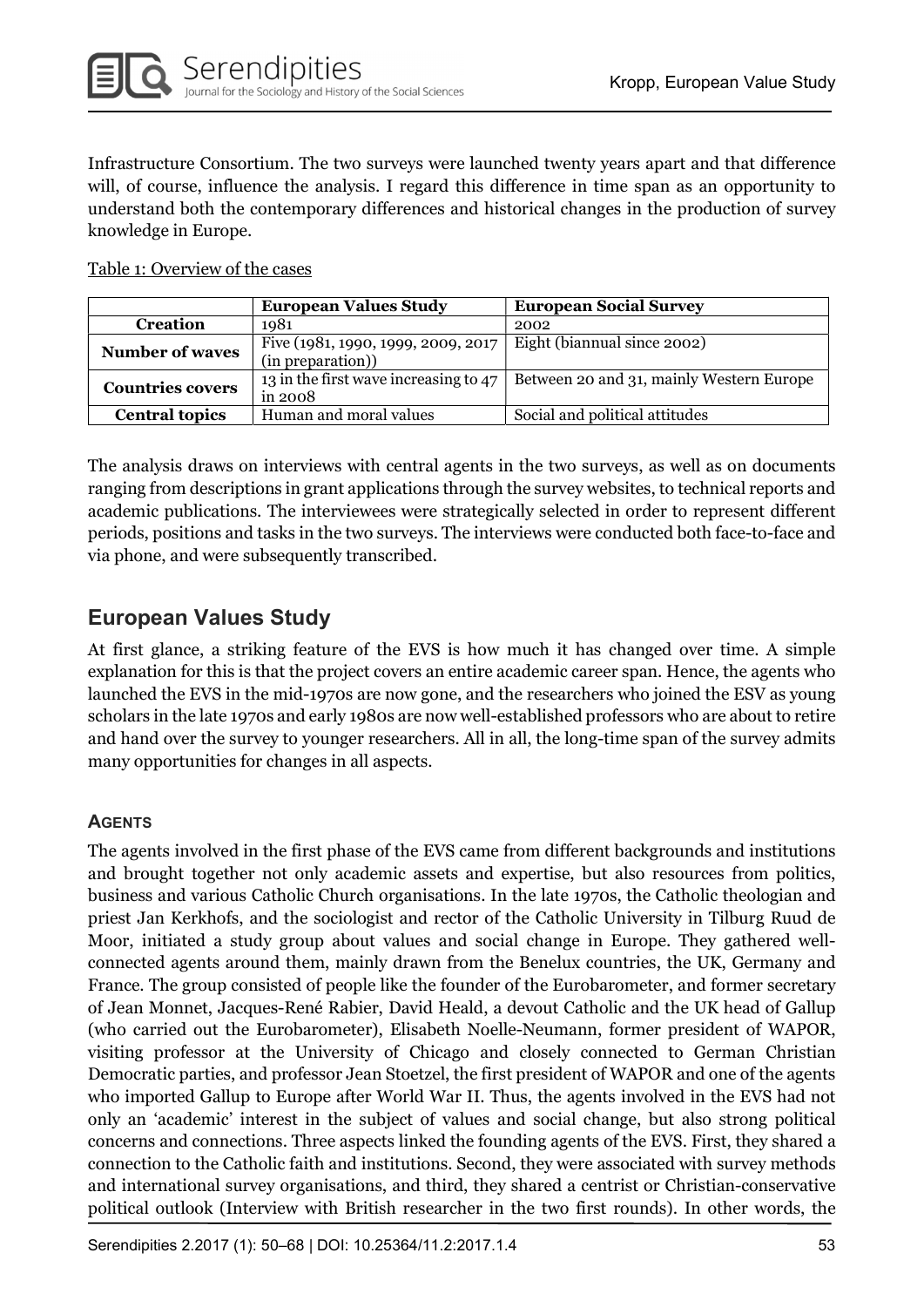Infrastructure Consortium. The two surveys were launched twenty years apart and that difference will, of course, influence the analysis. I regard this difference in time span as an opportunity to understand both the contemporary differences and historical changes in the production of survey knowledge in Europe.

Table 1: Overview of the cases

| | **European Values Study** | **European Social Survey** |
|---|---|---|
| **Creation** | 1981 | 2002 |
| **Number of waves** | Five (1981, 1990, 1999, 2009, 2017 (in preparation)) | Eight (biannual since 2002) |
| **Countries covers** | 13 in the first wave increasing to 47 in 2008 | Between 20 and 31, mainly Western Europe |
| **Central topics** | Human and moral values | Social and political attitudes |

The analysis draws on interviews with central agents in the two surveys, as well as on documents ranging from descriptions in grant applications through the survey websites, to technical reports and academic publications. The interviewees were strategically selected in order to represent different periods, positions and tasks in the two surveys. The interviews were conducted both face-to-face and via phone, and were subsequently transcribed.

## European Values Study

At first glance, a striking feature of the EVS is how much it has changed over time. A simple explanation for this is that the project covers an entire academic career span. Hence, the agents who launched the EVS in the mid-1970s are now gone, and the researchers who joined the ESV as young scholars in the late 1970s and early 1980s are now well-established professors who are about to retire and hand over the survey to younger researchers. All in all, the long-time span of the survey admits many opportunities for changes in all aspects.

### Agents

The agents involved in the first phase of the EVS came from different backgrounds and institutions and brought together not only academic assets and expertise, but also resources from politics, business and various Catholic Church organisations. In the late 1970s, the Catholic theologian and priest Jan Kerkhofs, and the sociologist and rector of the Catholic University in Tilburg Ruud de Moor, initiated a study group about values and social change in Europe. They gathered well-connected agents around them, mainly drawn from the Benelux countries, the UK, Germany and France. The group consisted of people like the founder of the Eurobarometer, and former secretary of Jean Monnet, Jacques-René Rabier, David Heald, a devout Catholic and the UK head of Gallup (who carried out the Eurobarometer), Elisabeth Noelle-Neumann, former president of WAPOR, visiting professor at the University of Chicago and closely connected to German Christian Democratic parties, and professor Jean Stoetzel, the first president of WAPOR and one of the agents who imported Gallup to Europe after World War II. Thus, the agents involved in the EVS had not only an 'academic' interest in the subject of values and social change, but also strong political concerns and connections. Three aspects linked the founding agents of the EVS. First, they shared a connection to the Catholic faith and institutions. Second, they were associated with survey methods and international survey organisations, and third, they shared a centrist or Christian-conservative political outlook (Interview with British researcher in the two first rounds). In other words, the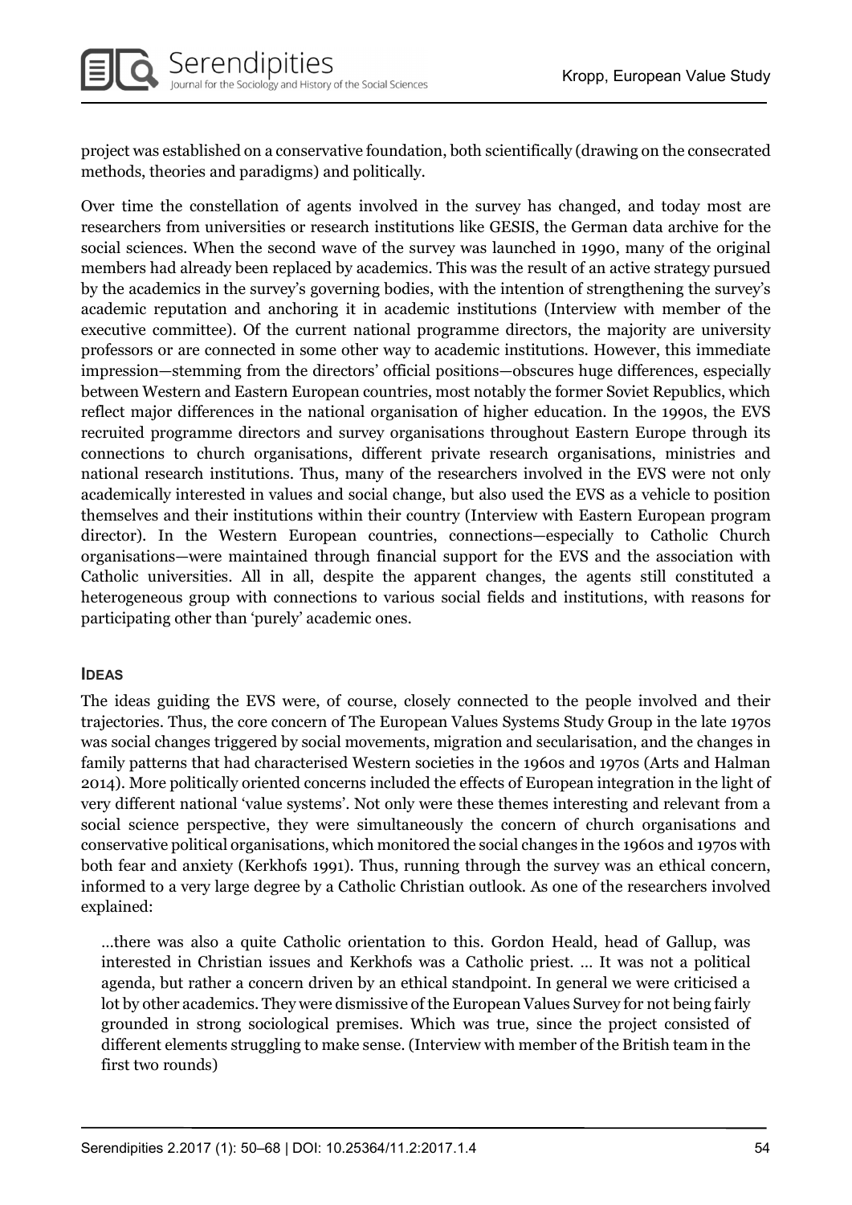project was established on a conservative foundation, both scientifically (drawing on the consecrated methods, theories and paradigms) and politically.

Over time the constellation of agents involved in the survey has changed, and today most are researchers from universities or research institutions like GESIS, the German data archive for the social sciences. When the second wave of the survey was launched in 1990, many of the original members had already been replaced by academics. This was the result of an active strategy pursued by the academics in the survey's governing bodies, with the intention of strengthening the survey's academic reputation and anchoring it in academic institutions (Interview with member of the executive committee). Of the current national programme directors, the majority are university professors or are connected in some other way to academic institutions. However, this immediate impression—stemming from the directors' official positions—obscures huge differences, especially between Western and Eastern European countries, most notably the former Soviet Republics, which reflect major differences in the national organisation of higher education. In the 1990s, the EVS recruited programme directors and survey organisations throughout Eastern Europe through its connections to church organisations, different private research organisations, ministries and national research institutions. Thus, many of the researchers involved in the EVS were not only academically interested in values and social change, but also used the EVS as a vehicle to position themselves and their institutions within their country (Interview with Eastern European program director). In the Western European countries, connections—especially to Catholic Church organisations—were maintained through financial support for the EVS and the association with Catholic universities. All in all, despite the apparent changes, the agents still constituted a heterogeneous group with connections to various social fields and institutions, with reasons for participating other than 'purely' academic ones.

#### IDEAS

The ideas guiding the EVS were, of course, closely connected to the people involved and their trajectories. Thus, the core concern of The European Values Systems Study Group in the late 1970s was social changes triggered by social movements, migration and secularisation, and the changes in family patterns that had characterised Western societies in the 1960s and 1970s (Arts and Halman 2014). More politically oriented concerns included the effects of European integration in the light of very different national 'value systems'. Not only were these themes interesting and relevant from a social science perspective, they were simultaneously the concern of church organisations and conservative political organisations, which monitored the social changes in the 1960s and 1970s with both fear and anxiety (Kerkhofs 1991). Thus, running through the survey was an ethical concern, informed to a very large degree by a Catholic Christian outlook. As one of the researchers involved explained:

> …there was also a quite Catholic orientation to this. Gordon Heald, head of Gallup, was interested in Christian issues and Kerkhofs was a Catholic priest. … It was not a political agenda, but rather a concern driven by an ethical standpoint. In general we were criticised a lot by other academics. They were dismissive of the European Values Survey for not being fairly grounded in strong sociological premises. Which was true, since the project consisted of different elements struggling to make sense. (Interview with member of the British team in the first two rounds)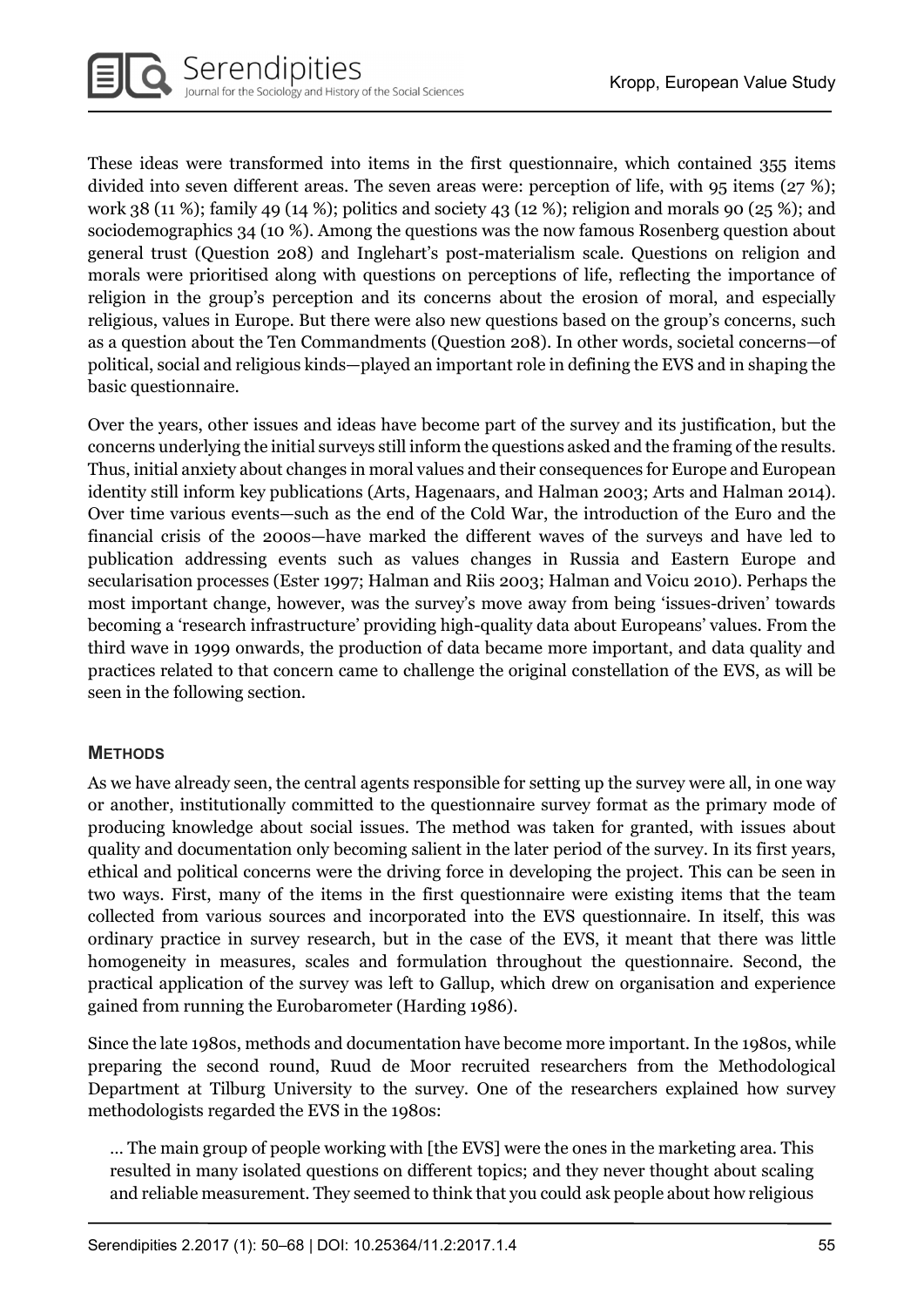These ideas were transformed into items in the first questionnaire, which contained 355 items divided into seven different areas. The seven areas were: perception of life, with 95 items (27 %); work 38 (11 %); family 49 (14 %); politics and society 43 (12 %); religion and morals 90 (25 %); and sociodemographics 34 (10 %). Among the questions was the now famous Rosenberg question about general trust (Question 208) and Inglehart's post-materialism scale. Questions on religion and morals were prioritised along with questions on perceptions of life, reflecting the importance of religion in the group's perception and its concerns about the erosion of moral, and especially religious, values in Europe. But there were also new questions based on the group's concerns, such as a question about the Ten Commandments (Question 208). In other words, societal concerns—of political, social and religious kinds—played an important role in defining the EVS and in shaping the basic questionnaire.

Over the years, other issues and ideas have become part of the survey and its justification, but the concerns underlying the initial surveys still inform the questions asked and the framing of the results. Thus, initial anxiety about changes in moral values and their consequences for Europe and European identity still inform key publications (Arts, Hagenaars, and Halman 2003; Arts and Halman 2014). Over time various events—such as the end of the Cold War, the introduction of the Euro and the financial crisis of the 2000s—have marked the different waves of the surveys and have led to publication addressing events such as values changes in Russia and Eastern Europe and secularisation processes (Ester 1997; Halman and Riis 2003; Halman and Voicu 2010). Perhaps the most important change, however, was the survey's move away from being 'issues-driven' towards becoming a 'research infrastructure' providing high-quality data about Europeans' values. From the third wave in 1999 onwards, the production of data became more important, and data quality and practices related to that concern came to challenge the original constellation of the EVS, as will be seen in the following section.

## **METHODS**

As we have already seen, the central agents responsible for setting up the survey were all, in one way or another, institutionally committed to the questionnaire survey format as the primary mode of producing knowledge about social issues. The method was taken for granted, with issues about quality and documentation only becoming salient in the later period of the survey. In its first years, ethical and political concerns were the driving force in developing the project. This can be seen in two ways. First, many of the items in the first questionnaire were existing items that the team collected from various sources and incorporated into the EVS questionnaire. In itself, this was ordinary practice in survey research, but in the case of the EVS, it meant that there was little homogeneity in measures, scales and formulation throughout the questionnaire. Second, the practical application of the survey was left to Gallup, which drew on organisation and experience gained from running the Eurobarometer (Harding 1986).

Since the late 1980s, methods and documentation have become more important. In the 1980s, while preparing the second round, Ruud de Moor recruited researchers from the Methodological Department at Tilburg University to the survey. One of the researchers explained how survey methodologists regarded the EVS in the 1980s:

> … The main group of people working with [the EVS] were the ones in the marketing area. This resulted in many isolated questions on different topics; and they never thought about scaling and reliable measurement. They seemed to think that you could ask people about how religious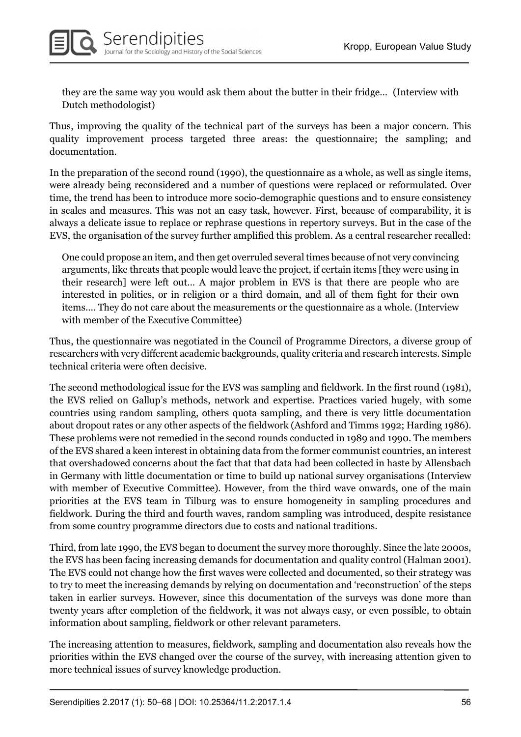> they are the same way you would ask them about the butter in their fridge… (Interview with Dutch methodologist)

Thus, improving the quality of the technical part of the surveys has been a major concern. This quality improvement process targeted three areas: the questionnaire; the sampling; and documentation.

In the preparation of the second round (1990), the questionnaire as a whole, as well as single items, were already being reconsidered and a number of questions were replaced or reformulated. Over time, the trend has been to introduce more socio-demographic questions and to ensure consistency in scales and measures. This was not an easy task, however. First, because of comparability, it is always a delicate issue to replace or rephrase questions in repertory surveys. But in the case of the EVS, the organisation of the survey further amplified this problem. As a central researcher recalled:

> One could propose an item, and then get overruled several times because of not very convincing arguments, like threats that people would leave the project, if certain items [they were using in their research] were left out… A major problem in EVS is that there are people who are interested in politics, or in religion or a third domain, and all of them fight for their own items…. They do not care about the measurements or the questionnaire as a whole. (Interview with member of the Executive Committee)

Thus, the questionnaire was negotiated in the Council of Programme Directors, a diverse group of researchers with very different academic backgrounds, quality criteria and research interests. Simple technical criteria were often decisive.

The second methodological issue for the EVS was sampling and fieldwork. In the first round (1981), the EVS relied on Gallup's methods, network and expertise. Practices varied hugely, with some countries using random sampling, others quota sampling, and there is very little documentation about dropout rates or any other aspects of the fieldwork (Ashford and Timms 1992; Harding 1986). These problems were not remedied in the second rounds conducted in 1989 and 1990. The members of the EVS shared a keen interest in obtaining data from the former communist countries, an interest that overshadowed concerns about the fact that that data had been collected in haste by Allensbach in Germany with little documentation or time to build up national survey organisations (Interview with member of Executive Committee). However, from the third wave onwards, one of the main priorities at the EVS team in Tilburg was to ensure homogeneity in sampling procedures and fieldwork. During the third and fourth waves, random sampling was introduced, despite resistance from some country programme directors due to costs and national traditions.

Third, from late 1990, the EVS began to document the survey more thoroughly. Since the late 2000s, the EVS has been facing increasing demands for documentation and quality control (Halman 2001). The EVS could not change how the first waves were collected and documented, so their strategy was to try to meet the increasing demands by relying on documentation and 'reconstruction' of the steps taken in earlier surveys. However, since this documentation of the surveys was done more than twenty years after completion of the fieldwork, it was not always easy, or even possible, to obtain information about sampling, fieldwork or other relevant parameters.

The increasing attention to measures, fieldwork, sampling and documentation also reveals how the priorities within the EVS changed over the course of the survey, with increasing attention given to more technical issues of survey knowledge production.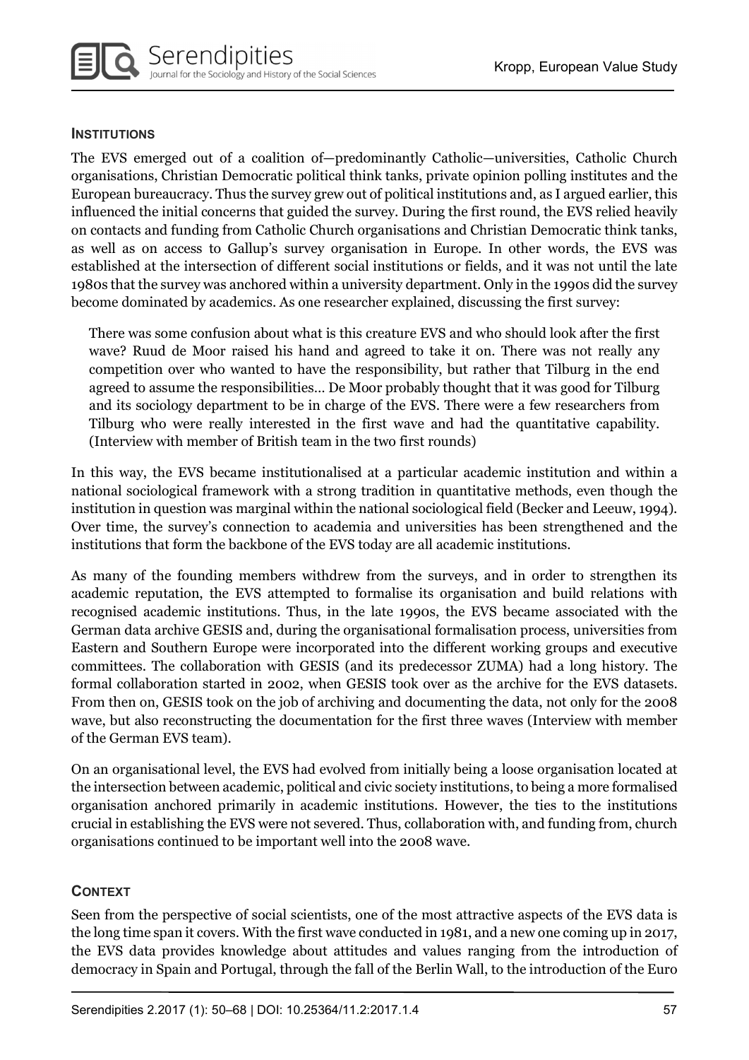### Institutions

The EVS emerged out of a coalition of—predominantly Catholic—universities, Catholic Church organisations, Christian Democratic political think tanks, private opinion polling institutes and the European bureaucracy. Thus the survey grew out of political institutions and, as I argued earlier, this influenced the initial concerns that guided the survey. During the first round, the EVS relied heavily on contacts and funding from Catholic Church organisations and Christian Democratic think tanks, as well as on access to Gallup's survey organisation in Europe. In other words, the EVS was established at the intersection of different social institutions or fields, and it was not until the late 1980s that the survey was anchored within a university department. Only in the 1990s did the survey become dominated by academics. As one researcher explained, discussing the first survey:

> There was some confusion about what is this creature EVS and who should look after the first wave? Ruud de Moor raised his hand and agreed to take it on. There was not really any competition over who wanted to have the responsibility, but rather that Tilburg in the end agreed to assume the responsibilities... De Moor probably thought that it was good for Tilburg and its sociology department to be in charge of the EVS. There were a few researchers from Tilburg who were really interested in the first wave and had the quantitative capability. (Interview with member of British team in the two first rounds)

In this way, the EVS became institutionalised at a particular academic institution and within a national sociological framework with a strong tradition in quantitative methods, even though the institution in question was marginal within the national sociological field (Becker and Leeuw, 1994). Over time, the survey's connection to academia and universities has been strengthened and the institutions that form the backbone of the EVS today are all academic institutions.

As many of the founding members withdrew from the surveys, and in order to strengthen its academic reputation, the EVS attempted to formalise its organisation and build relations with recognised academic institutions. Thus, in the late 1990s, the EVS became associated with the German data archive GESIS and, during the organisational formalisation process, universities from Eastern and Southern Europe were incorporated into the different working groups and executive committees. The collaboration with GESIS (and its predecessor ZUMA) had a long history. The formal collaboration started in 2002, when GESIS took over as the archive for the EVS datasets. From then on, GESIS took on the job of archiving and documenting the data, not only for the 2008 wave, but also reconstructing the documentation for the first three waves (Interview with member of the German EVS team).

On an organisational level, the EVS had evolved from initially being a loose organisation located at the intersection between academic, political and civic society institutions, to being a more formalised organisation anchored primarily in academic institutions. However, the ties to the institutions crucial in establishing the EVS were not severed. Thus, collaboration with, and funding from, church organisations continued to be important well into the 2008 wave.

### Context

Seen from the perspective of social scientists, one of the most attractive aspects of the EVS data is the long time span it covers. With the first wave conducted in 1981, and a new one coming up in 2017, the EVS data provides knowledge about attitudes and values ranging from the introduction of democracy in Spain and Portugal, through the fall of the Berlin Wall, to the introduction of the Euro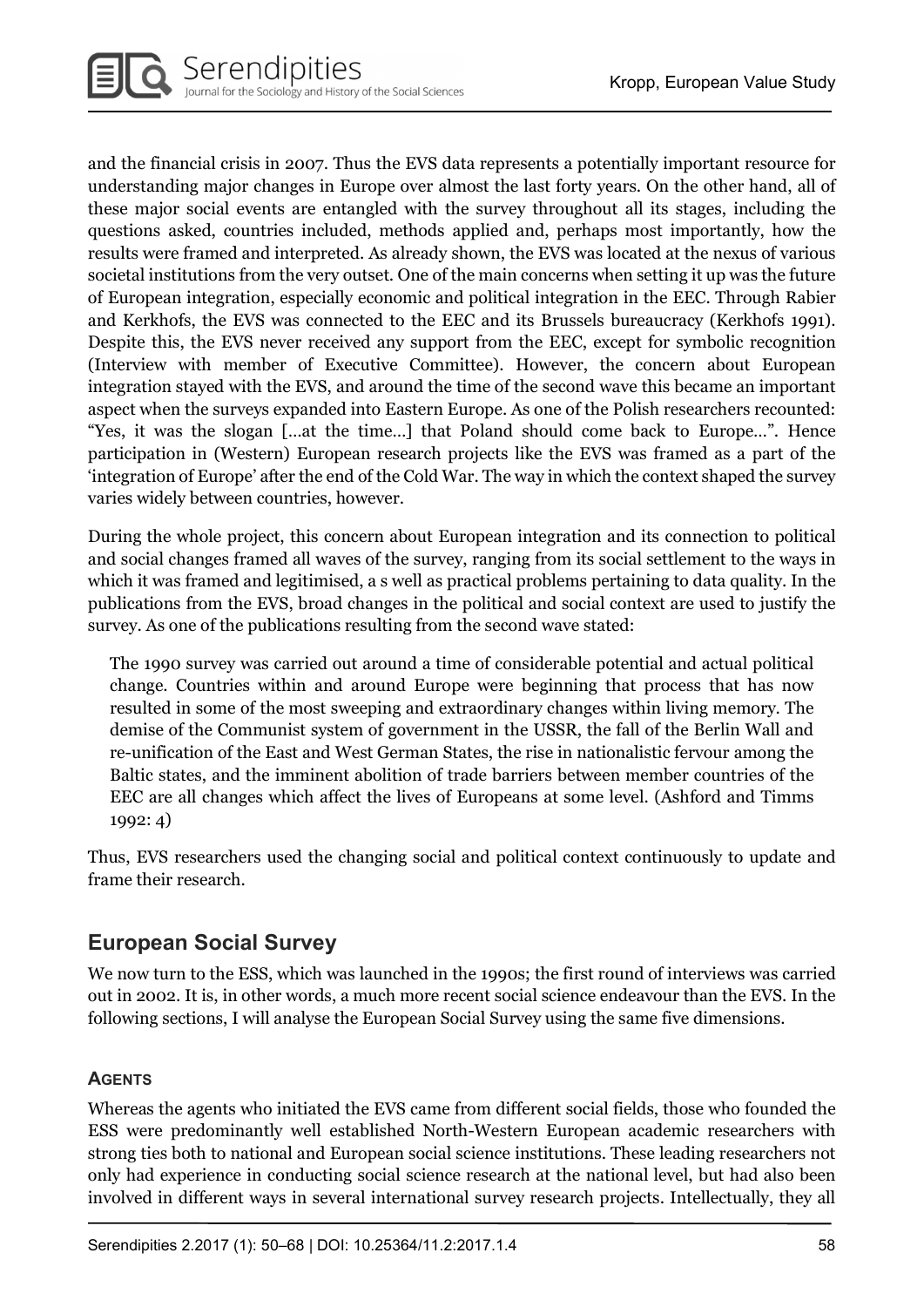and the financial crisis in 2007. Thus the EVS data represents a potentially important resource for understanding major changes in Europe over almost the last forty years. On the other hand, all of these major social events are entangled with the survey throughout all its stages, including the questions asked, countries included, methods applied and, perhaps most importantly, how the results were framed and interpreted. As already shown, the EVS was located at the nexus of various societal institutions from the very outset. One of the main concerns when setting it up was the future of European integration, especially economic and political integration in the EEC. Through Rabier and Kerkhofs, the EVS was connected to the EEC and its Brussels bureaucracy (Kerkhofs 1991). Despite this, the EVS never received any support from the EEC, except for symbolic recognition (Interview with member of Executive Committee). However, the concern about European integration stayed with the EVS, and around the time of the second wave this became an important aspect when the surveys expanded into Eastern Europe. As one of the Polish researchers recounted: "Yes, it was the slogan [...at the time...] that Poland should come back to Europe...". Hence participation in (Western) European research projects like the EVS was framed as a part of the 'integration of Europe' after the end of the Cold War. The way in which the context shaped the survey varies widely between countries, however.

During the whole project, this concern about European integration and its connection to political and social changes framed all waves of the survey, ranging from its social settlement to the ways in which it was framed and legitimised, a s well as practical problems pertaining to data quality. In the publications from the EVS, broad changes in the political and social context are used to justify the survey. As one of the publications resulting from the second wave stated:

> The 1990 survey was carried out around a time of considerable potential and actual political change. Countries within and around Europe were beginning that process that has now resulted in some of the most sweeping and extraordinary changes within living memory. The demise of the Communist system of government in the USSR, the fall of the Berlin Wall and re-unification of the East and West German States, the rise in nationalistic fervour among the Baltic states, and the imminent abolition of trade barriers between member countries of the EEC are all changes which affect the lives of Europeans at some level. (Ashford and Timms 1992: 4)

Thus, EVS researchers used the changing social and political context continuously to update and frame their research.

## European Social Survey

We now turn to the ESS, which was launched in the 1990s; the first round of interviews was carried out in 2002. It is, in other words, a much more recent social science endeavour than the EVS. In the following sections, I will analyse the European Social Survey using the same five dimensions.

### Agents

Whereas the agents who initiated the EVS came from different social fields, those who founded the ESS were predominantly well established North-Western European academic researchers with strong ties both to national and European social science institutions. These leading researchers not only had experience in conducting social science research at the national level, but had also been involved in different ways in several international survey research projects. Intellectually, they all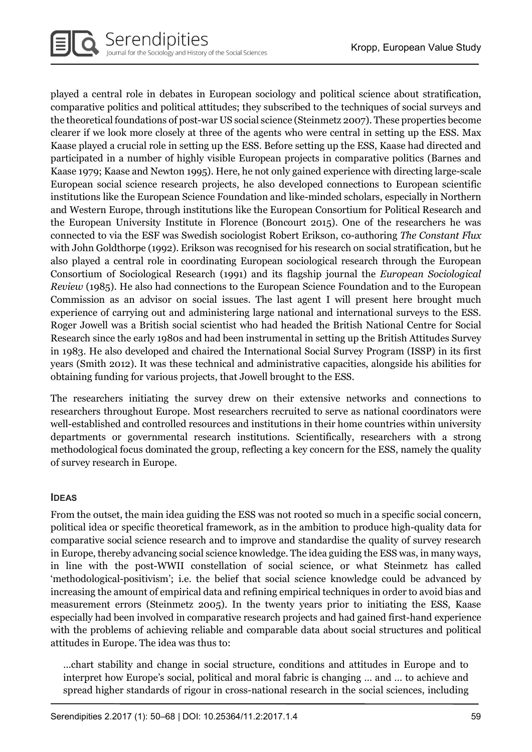played a central role in debates in European sociology and political science about stratification, comparative politics and political attitudes; they subscribed to the techniques of social surveys and the theoretical foundations of post-war US social science (Steinmetz 2007). These properties become clearer if we look more closely at three of the agents who were central in setting up the ESS. Max Kaase played a crucial role in setting up the ESS. Before setting up the ESS, Kaase had directed and participated in a number of highly visible European projects in comparative politics (Barnes and Kaase 1979; Kaase and Newton 1995). Here, he not only gained experience with directing large-scale European social science research projects, he also developed connections to European scientific institutions like the European Science Foundation and like-minded scholars, especially in Northern and Western Europe, through institutions like the European Consortium for Political Research and the European University Institute in Florence (Boncourt 2015). One of the researchers he was connected to via the ESF was Swedish sociologist Robert Erikson, co-authoring *The Constant Flux* with John Goldthorpe (1992). Erikson was recognised for his research on social stratification, but he also played a central role in coordinating European sociological research through the European Consortium of Sociological Research (1991) and its flagship journal the *European Sociological Review* (1985). He also had connections to the European Science Foundation and to the European Commission as an advisor on social issues. The last agent I will present here brought much experience of carrying out and administering large national and international surveys to the ESS. Roger Jowell was a British social scientist who had headed the British National Centre for Social Research since the early 1980s and had been instrumental in setting up the British Attitudes Survey in 1983. He also developed and chaired the International Social Survey Program (ISSP) in its first years (Smith 2012). It was these technical and administrative capacities, alongside his abilities for obtaining funding for various projects, that Jowell brought to the ESS.

The researchers initiating the survey drew on their extensive networks and connections to researchers throughout Europe. Most researchers recruited to serve as national coordinators were well-established and controlled resources and institutions in their home countries within university departments or governmental research institutions. Scientifically, researchers with a strong methodological focus dominated the group, reflecting a key concern for the ESS, namely the quality of survey research in Europe.

## Ideas

From the outset, the main idea guiding the ESS was not rooted so much in a specific social concern, political idea or specific theoretical framework, as in the ambition to produce high-quality data for comparative social science research and to improve and standardise the quality of survey research in Europe, thereby advancing social science knowledge. The idea guiding the ESS was, in many ways, in line with the post-WWII constellation of social science, or what Steinmetz has called 'methodological-positivism'; i.e. the belief that social science knowledge could be advanced by increasing the amount of empirical data and refining empirical techniques in order to avoid bias and measurement errors (Steinmetz 2005). In the twenty years prior to initiating the ESS, Kaase especially had been involved in comparative research projects and had gained first-hand experience with the problems of achieving reliable and comparable data about social structures and political attitudes in Europe. The idea was thus to:

> …chart stability and change in social structure, conditions and attitudes in Europe and to interpret how Europe's social, political and moral fabric is changing … and … to achieve and spread higher standards of rigour in cross-national research in the social sciences, including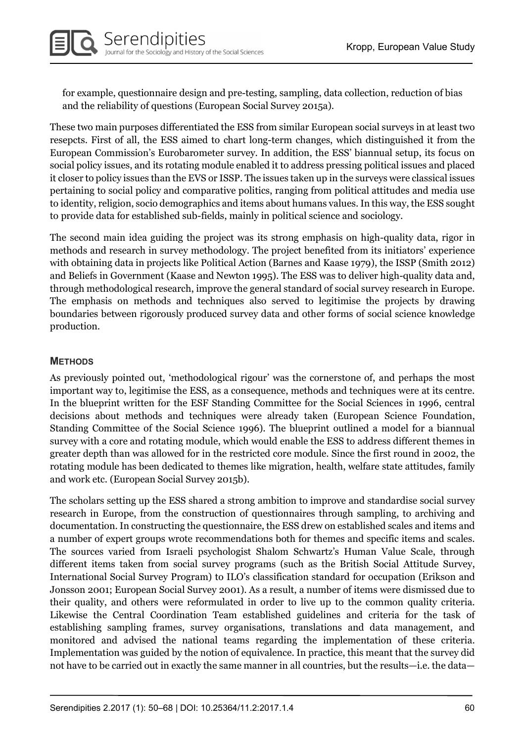for example, questionnaire design and pre-testing, sampling, data collection, reduction of bias and the reliability of questions (European Social Survey 2015a).

These two main purposes differentiated the ESS from similar European social surveys in at least two resepcts. First of all, the ESS aimed to chart long-term changes, which distinguished it from the European Commission's Eurobarometer survey. In addition, the ESS' biannual setup, its focus on social policy issues, and its rotating module enabled it to address pressing political issues and placed it closer to policy issues than the EVS or ISSP. The issues taken up in the surveys were classical issues pertaining to social policy and comparative politics, ranging from political attitudes and media use to identity, religion, socio demographics and items about humans values. In this way, the ESS sought to provide data for established sub-fields, mainly in political science and sociology.

The second main idea guiding the project was its strong emphasis on high-quality data, rigor in methods and research in survey methodology. The project benefited from its initiators' experience with obtaining data in projects like Political Action (Barnes and Kaase 1979), the ISSP (Smith 2012) and Beliefs in Government (Kaase and Newton 1995). The ESS was to deliver high-quality data and, through methodological research, improve the general standard of social survey research in Europe. The emphasis on methods and techniques also served to legitimise the projects by drawing boundaries between rigorously produced survey data and other forms of social science knowledge production.

## Methods

As previously pointed out, 'methodological rigour' was the cornerstone of, and perhaps the most important way to, legitimise the ESS, as a consequence, methods and techniques were at its centre. In the blueprint written for the ESF Standing Committee for the Social Sciences in 1996, central decisions about methods and techniques were already taken (European Science Foundation, Standing Committee of the Social Science 1996). The blueprint outlined a model for a biannual survey with a core and rotating module, which would enable the ESS to address different themes in greater depth than was allowed for in the restricted core module. Since the first round in 2002, the rotating module has been dedicated to themes like migration, health, welfare state attitudes, family and work etc. (European Social Survey 2015b).

The scholars setting up the ESS shared a strong ambition to improve and standardise social survey research in Europe, from the construction of questionnaires through sampling, to archiving and documentation. In constructing the questionnaire, the ESS drew on established scales and items and a number of expert groups wrote recommendations both for themes and specific items and scales. The sources varied from Israeli psychologist Shalom Schwartz's Human Value Scale, through different items taken from social survey programs (such as the British Social Attitude Survey, International Social Survey Program) to ILO's classification standard for occupation (Erikson and Jonsson 2001; European Social Survey 2001). As a result, a number of items were dismissed due to their quality, and others were reformulated in order to live up to the common quality criteria. Likewise the Central Coordination Team established guidelines and criteria for the task of establishing sampling frames, survey organisations, translations and data management, and monitored and advised the national teams regarding the implementation of these criteria. Implementation was guided by the notion of equivalence. In practice, this meant that the survey did not have to be carried out in exactly the same manner in all countries, but the results—i.e. the data—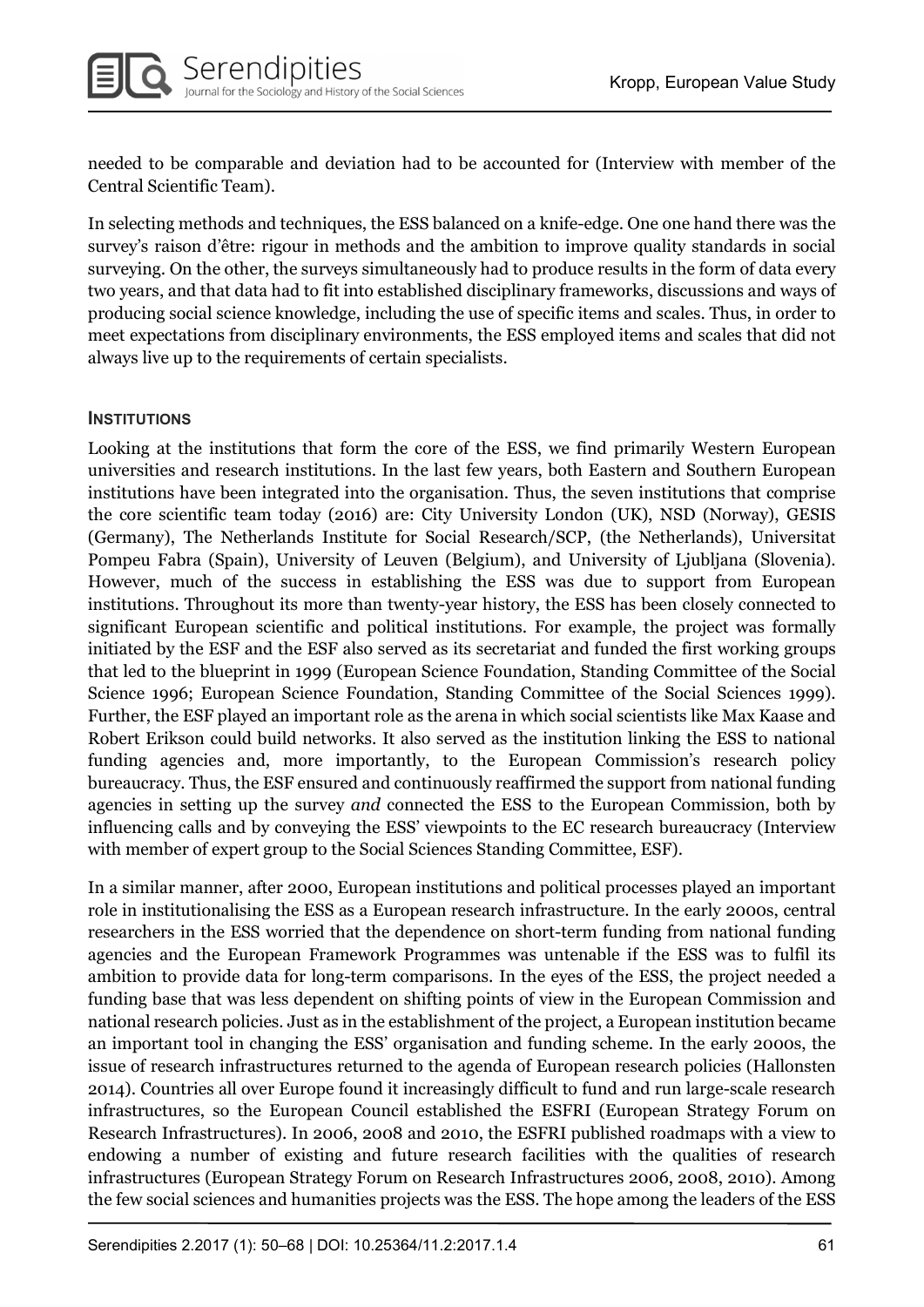needed to be comparable and deviation had to be accounted for (Interview with member of the Central Scientific Team).

In selecting methods and techniques, the ESS balanced on a knife-edge. One one hand there was the survey's raison d'être: rigour in methods and the ambition to improve quality standards in social surveying. On the other, the surveys simultaneously had to produce results in the form of data every two years, and that data had to fit into established disciplinary frameworks, discussions and ways of producing social science knowledge, including the use of specific items and scales. Thus, in order to meet expectations from disciplinary environments, the ESS employed items and scales that did not always live up to the requirements of certain specialists.

### INSTITUTIONS

Looking at the institutions that form the core of the ESS, we find primarily Western European universities and research institutions. In the last few years, both Eastern and Southern European institutions have been integrated into the organisation. Thus, the seven institutions that comprise the core scientific team today (2016) are: City University London (UK), NSD (Norway), GESIS (Germany), The Netherlands Institute for Social Research/SCP, (the Netherlands), Universitat Pompeu Fabra (Spain), University of Leuven (Belgium), and University of Ljubljana (Slovenia). However, much of the success in establishing the ESS was due to support from European institutions. Throughout its more than twenty-year history, the ESS has been closely connected to significant European scientific and political institutions. For example, the project was formally initiated by the ESF and the ESF also served as its secretariat and funded the first working groups that led to the blueprint in 1999 (European Science Foundation, Standing Committee of the Social Science 1996; European Science Foundation, Standing Committee of the Social Sciences 1999). Further, the ESF played an important role as the arena in which social scientists like Max Kaase and Robert Erikson could build networks. It also served as the institution linking the ESS to national funding agencies and, more importantly, to the European Commission's research policy bureaucracy. Thus, the ESF ensured and continuously reaffirmed the support from national funding agencies in setting up the survey *and* connected the ESS to the European Commission, both by influencing calls and by conveying the ESS' viewpoints to the EC research bureaucracy (Interview with member of expert group to the Social Sciences Standing Committee, ESF).

In a similar manner, after 2000, European institutions and political processes played an important role in institutionalising the ESS as a European research infrastructure. In the early 2000s, central researchers in the ESS worried that the dependence on short-term funding from national funding agencies and the European Framework Programmes was untenable if the ESS was to fulfil its ambition to provide data for long-term comparisons. In the eyes of the ESS, the project needed a funding base that was less dependent on shifting points of view in the European Commission and national research policies. Just as in the establishment of the project, a European institution became an important tool in changing the ESS' organisation and funding scheme. In the early 2000s, the issue of research infrastructures returned to the agenda of European research policies (Hallonsten 2014). Countries all over Europe found it increasingly difficult to fund and run large-scale research infrastructures, so the European Council established the ESFRI (European Strategy Forum on Research Infrastructures). In 2006, 2008 and 2010, the ESFRI published roadmaps with a view to endowing a number of existing and future research facilities with the qualities of research infrastructures (European Strategy Forum on Research Infrastructures 2006, 2008, 2010). Among the few social sciences and humanities projects was the ESS. The hope among the leaders of the ESS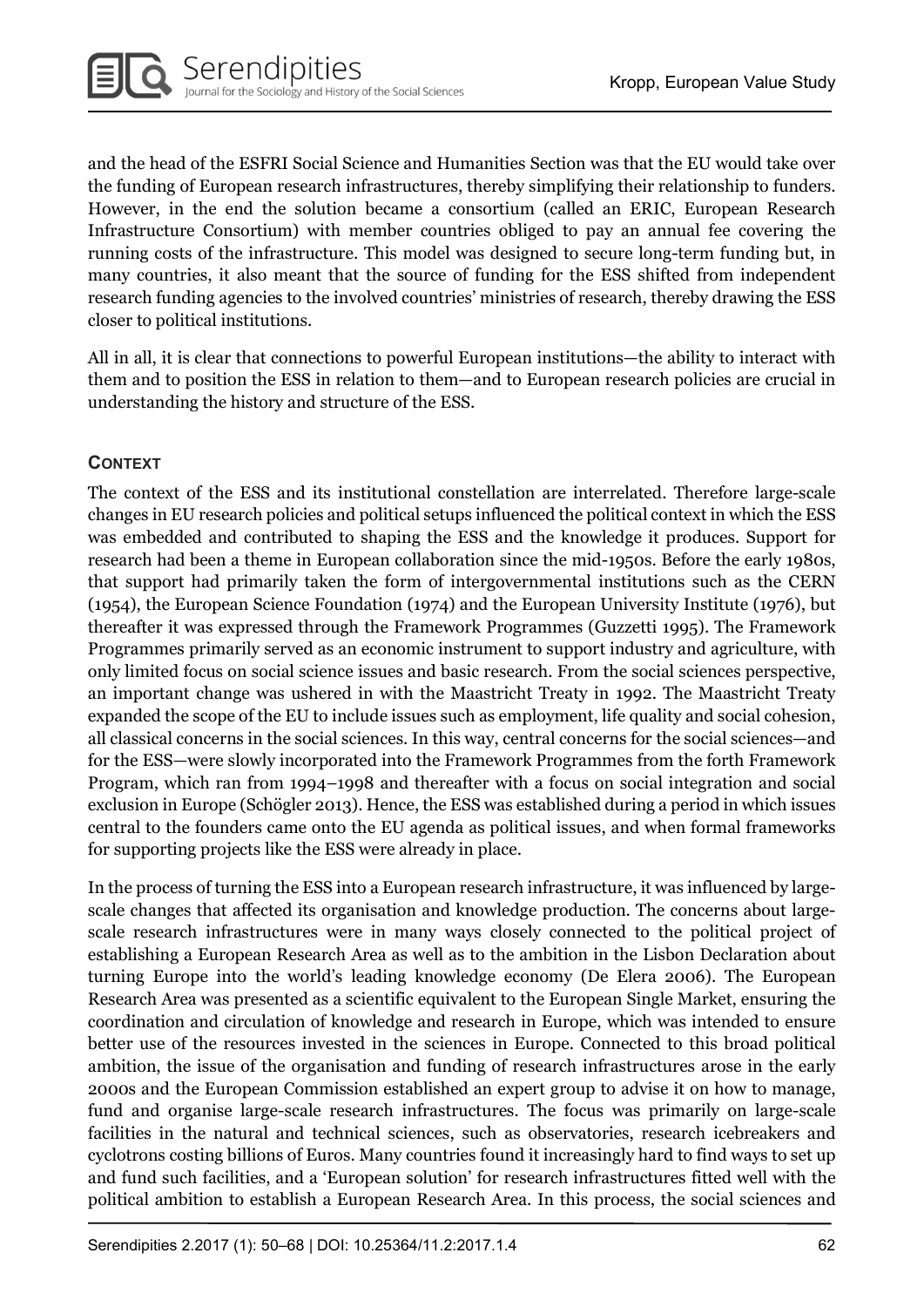and the head of the ESFRI Social Science and Humanities Section was that the EU would take over the funding of European research infrastructures, thereby simplifying their relationship to funders. However, in the end the solution became a consortium (called an ERIC, European Research Infrastructure Consortium) with member countries obliged to pay an annual fee covering the running costs of the infrastructure. This model was designed to secure long-term funding but, in many countries, it also meant that the source of funding for the ESS shifted from independent research funding agencies to the involved countries' ministries of research, thereby drawing the ESS closer to political institutions.

All in all, it is clear that connections to powerful European institutions—the ability to interact with them and to position the ESS in relation to them—and to European research policies are crucial in understanding the history and structure of the ESS.

## CONTEXT

The context of the ESS and its institutional constellation are interrelated. Therefore large-scale changes in EU research policies and political setups influenced the political context in which the ESS was embedded and contributed to shaping the ESS and the knowledge it produces. Support for research had been a theme in European collaboration since the mid-1950s. Before the early 1980s, that support had primarily taken the form of intergovernmental institutions such as the CERN (1954), the European Science Foundation (1974) and the European University Institute (1976), but thereafter it was expressed through the Framework Programmes (Guzzetti 1995). The Framework Programmes primarily served as an economic instrument to support industry and agriculture, with only limited focus on social science issues and basic research. From the social sciences perspective, an important change was ushered in with the Maastricht Treaty in 1992. The Maastricht Treaty expanded the scope of the EU to include issues such as employment, life quality and social cohesion, all classical concerns in the social sciences. In this way, central concerns for the social sciences—and for the ESS—were slowly incorporated into the Framework Programmes from the forth Framework Program, which ran from 1994–1998 and thereafter with a focus on social integration and social exclusion in Europe (Schögler 2013). Hence, the ESS was established during a period in which issues central to the founders came onto the EU agenda as political issues, and when formal frameworks for supporting projects like the ESS were already in place.

In the process of turning the ESS into a European research infrastructure, it was influenced by large-scale changes that affected its organisation and knowledge production. The concerns about large-scale research infrastructures were in many ways closely connected to the political project of establishing a European Research Area as well as to the ambition in the Lisbon Declaration about turning Europe into the world's leading knowledge economy (De Elera 2006). The European Research Area was presented as a scientific equivalent to the European Single Market, ensuring the coordination and circulation of knowledge and research in Europe, which was intended to ensure better use of the resources invested in the sciences in Europe. Connected to this broad political ambition, the issue of the organisation and funding of research infrastructures arose in the early 2000s and the European Commission established an expert group to advise it on how to manage, fund and organise large-scale research infrastructures. The focus was primarily on large-scale facilities in the natural and technical sciences, such as observatories, research icebreakers and cyclotrons costing billions of Euros. Many countries found it increasingly hard to find ways to set up and fund such facilities, and a 'European solution' for research infrastructures fitted well with the political ambition to establish a European Research Area. In this process, the social sciences and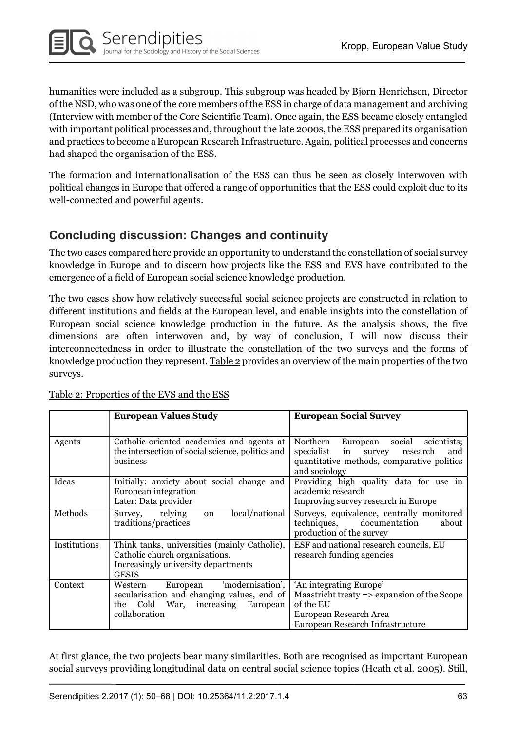humanities were included as a subgroup. This subgroup was headed by Bjørn Henrichsen, Director of the NSD, who was one of the core members of the ESS in charge of data management and archiving (Interview with member of the Core Scientific Team). Once again, the ESS became closely entangled with important political processes and, throughout the late 2000s, the ESS prepared its organisation and practices to become a European Research Infrastructure. Again, political processes and concerns had shaped the organisation of the ESS.

The formation and internationalisation of the ESS can thus be seen as closely interwoven with political changes in Europe that offered a range of opportunities that the ESS could exploit due to its well-connected and powerful agents.

## Concluding discussion: Changes and continuity

The two cases compared here provide an opportunity to understand the constellation of social survey knowledge in Europe and to discern how projects like the ESS and EVS have contributed to the emergence of a field of European social science knowledge production.

The two cases show how relatively successful social science projects are constructed in relation to different institutions and fields at the European level, and enable insights into the constellation of European social science knowledge production in the future. As the analysis shows, the five dimensions are often interwoven and, by way of conclusion, I will now discuss their interconnectedness in order to illustrate the constellation of the two surveys and the forms of knowledge production they represent. Table 2 provides an overview of the main properties of the two surveys.

Table 2: Properties of the EVS and the ESS

| | **European Values Study** | **European Social Survey** |
|---|---|---|
| Agents | Catholic-oriented academics and agents at the intersection of social science, politics and business | Northern European social scientists; specialist in survey research and quantitative methods, comparative politics and sociology |
| Ideas | Initially: anxiety about social change and European integration<br>Later: Data provider | Providing high quality data for use in academic research<br>Improving survey research in Europe |
| Methods | Survey, relying on local/national traditions/practices | Surveys, equivalence, centrally monitored techniques, documentation about production of the survey |
| Institutions | Think tanks, universities (mainly Catholic), Catholic church organisations.<br>Increasingly university departments<br>GESIS | ESF and national research councils, EU research funding agencies |
| Context | Western European 'modernisation', secularisation and changing values, end of the Cold War, increasing European collaboration | 'An integrating Europe'<br>Maastricht treaty => expansion of the Scope of the EU<br>European Research Area<br>European Research Infrastructure |

At first glance, the two projects bear many similarities. Both are recognised as important European social surveys providing longitudinal data on central social science topics (Heath et al. 2005). Still,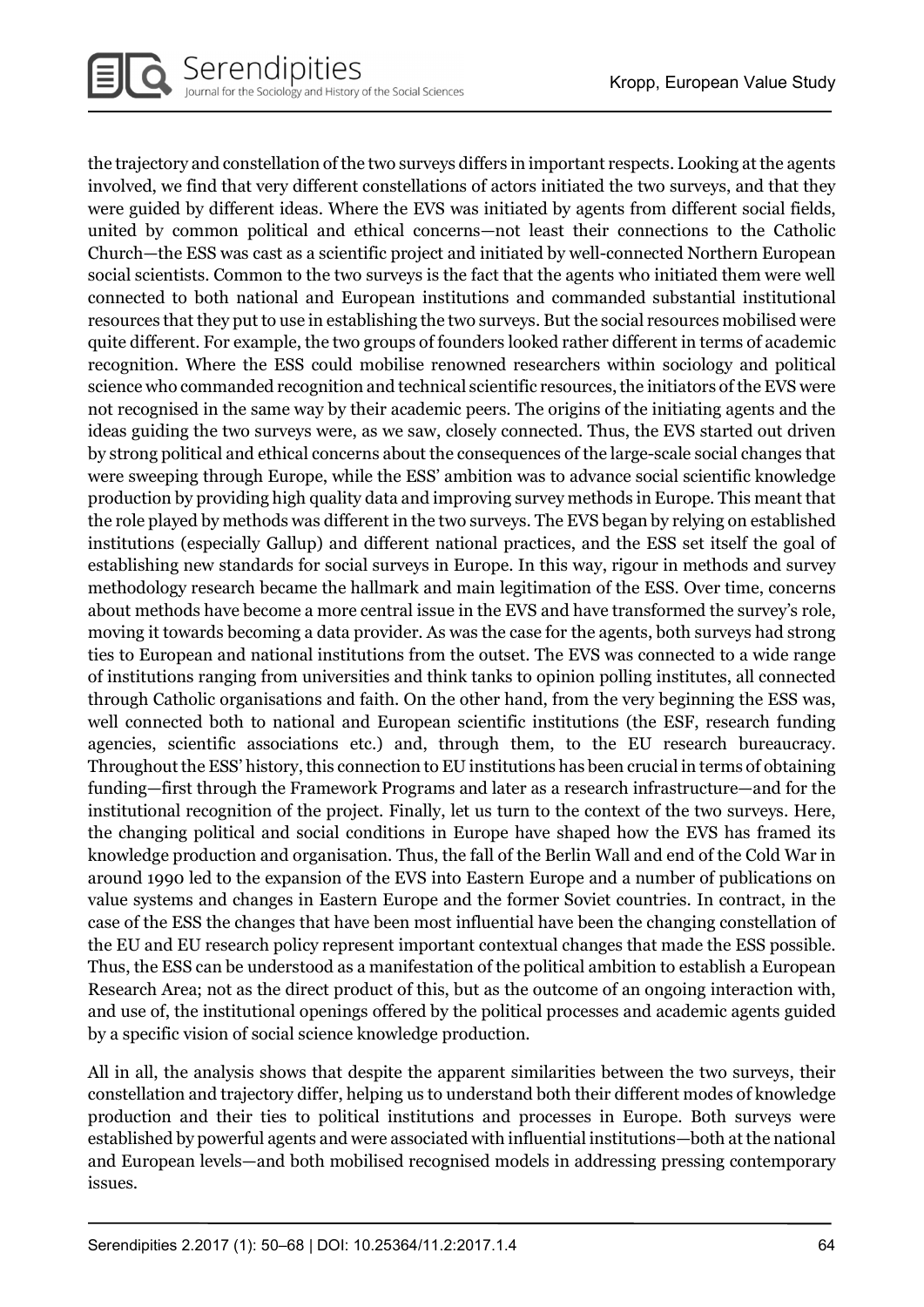the trajectory and constellation of the two surveys differs in important respects. Looking at the agents involved, we find that very different constellations of actors initiated the two surveys, and that they were guided by different ideas. Where the EVS was initiated by agents from different social fields, united by common political and ethical concerns—not least their connections to the Catholic Church—the ESS was cast as a scientific project and initiated by well-connected Northern European social scientists. Common to the two surveys is the fact that the agents who initiated them were well connected to both national and European institutions and commanded substantial institutional resources that they put to use in establishing the two surveys. But the social resources mobilised were quite different. For example, the two groups of founders looked rather different in terms of academic recognition. Where the ESS could mobilise renowned researchers within sociology and political science who commanded recognition and technical scientific resources, the initiators of the EVS were not recognised in the same way by their academic peers. The origins of the initiating agents and the ideas guiding the two surveys were, as we saw, closely connected. Thus, the EVS started out driven by strong political and ethical concerns about the consequences of the large-scale social changes that were sweeping through Europe, while the ESS' ambition was to advance social scientific knowledge production by providing high quality data and improving survey methods in Europe. This meant that the role played by methods was different in the two surveys. The EVS began by relying on established institutions (especially Gallup) and different national practices, and the ESS set itself the goal of establishing new standards for social surveys in Europe. In this way, rigour in methods and survey methodology research became the hallmark and main legitimation of the ESS. Over time, concerns about methods have become a more central issue in the EVS and have transformed the survey's role, moving it towards becoming a data provider. As was the case for the agents, both surveys had strong ties to European and national institutions from the outset. The EVS was connected to a wide range of institutions ranging from universities and think tanks to opinion polling institutes, all connected through Catholic organisations and faith. On the other hand, from the very beginning the ESS was, well connected both to national and European scientific institutions (the ESF, research funding agencies, scientific associations etc.) and, through them, to the EU research bureaucracy. Throughout the ESS' history, this connection to EU institutions has been crucial in terms of obtaining funding—first through the Framework Programs and later as a research infrastructure—and for the institutional recognition of the project. Finally, let us turn to the context of the two surveys. Here, the changing political and social conditions in Europe have shaped how the EVS has framed its knowledge production and organisation. Thus, the fall of the Berlin Wall and end of the Cold War in around 1990 led to the expansion of the EVS into Eastern Europe and a number of publications on value systems and changes in Eastern Europe and the former Soviet countries. In contract, in the case of the ESS the changes that have been most influential have been the changing constellation of the EU and EU research policy represent important contextual changes that made the ESS possible. Thus, the ESS can be understood as a manifestation of the political ambition to establish a European Research Area; not as the direct product of this, but as the outcome of an ongoing interaction with, and use of, the institutional openings offered by the political processes and academic agents guided by a specific vision of social science knowledge production.

All in all, the analysis shows that despite the apparent similarities between the two surveys, their constellation and trajectory differ, helping us to understand both their different modes of knowledge production and their ties to political institutions and processes in Europe. Both surveys were established by powerful agents and were associated with influential institutions—both at the national and European levels—and both mobilised recognised models in addressing pressing contemporary issues.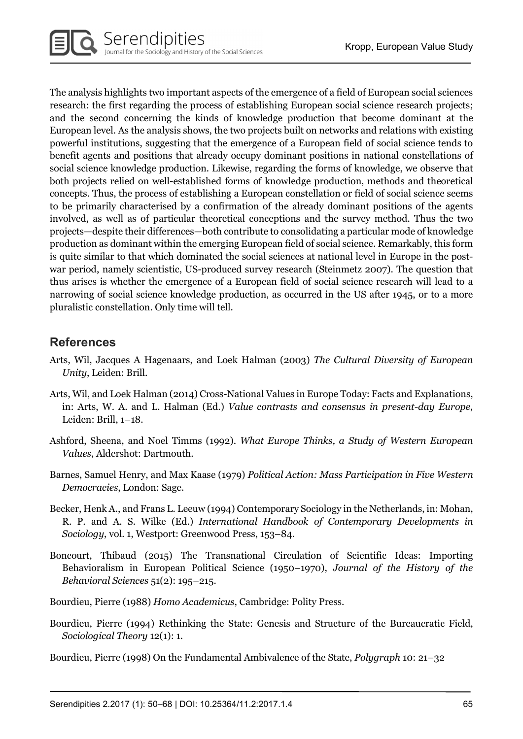The analysis highlights two important aspects of the emergence of a field of European social sciences research: the first regarding the process of establishing European social science research projects; and the second concerning the kinds of knowledge production that become dominant at the European level. As the analysis shows, the two projects built on networks and relations with existing powerful institutions, suggesting that the emergence of a European field of social science tends to benefit agents and positions that already occupy dominant positions in national constellations of social science knowledge production. Likewise, regarding the forms of knowledge, we observe that both projects relied on well-established forms of knowledge production, methods and theoretical concepts. Thus, the process of establishing a European constellation or field of social science seems to be primarily characterised by a confirmation of the already dominant positions of the agents involved, as well as of particular theoretical conceptions and the survey method. Thus the two projects—despite their differences—both contribute to consolidating a particular mode of knowledge production as dominant within the emerging European field of social science. Remarkably, this form is quite similar to that which dominated the social sciences at national level in Europe in the post-war period, namely scientistic, US-produced survey research (Steinmetz 2007). The question that thus arises is whether the emergence of a European field of social science research will lead to a narrowing of social science knowledge production, as occurred in the US after 1945, or to a more pluralistic constellation. Only time will tell.

## References

Arts, Wil, Jacques A Hagenaars, and Loek Halman (2003) *The Cultural Diversity of European Unity*, Leiden: Brill.

Arts, Wil, and Loek Halman (2014) Cross-National Values in Europe Today: Facts and Explanations, in: Arts, W. A. and L. Halman (Ed.) *Value contrasts and consensus in present-day Europe*, Leiden: Brill, 1–18.

Ashford, Sheena, and Noel Timms (1992). *What Europe Thinks, a Study of Western European Values*, Aldershot: Dartmouth.

Barnes, Samuel Henry, and Max Kaase (1979) *Political Action: Mass Participation in Five Western Democracies*, London: Sage.

Becker, Henk A., and Frans L. Leeuw (1994) Contemporary Sociology in the Netherlands, in: Mohan, R. P. and A. S. Wilke (Ed.) *International Handbook of Contemporary Developments in Sociology*, vol. 1, Westport: Greenwood Press, 153–84.

Boncourt, Thibaud (2015) The Transnational Circulation of Scientific Ideas: Importing Behavioralism in European Political Science (1950–1970), *Journal of the History of the Behavioral Sciences* 51(2): 195–215.

Bourdieu, Pierre (1988) *Homo Academicus*, Cambridge: Polity Press.

Bourdieu, Pierre (1994) Rethinking the State: Genesis and Structure of the Bureaucratic Field, *Sociological Theory* 12(1): 1.

Bourdieu, Pierre (1998) On the Fundamental Ambivalence of the State, *Polygraph* 10: 21–32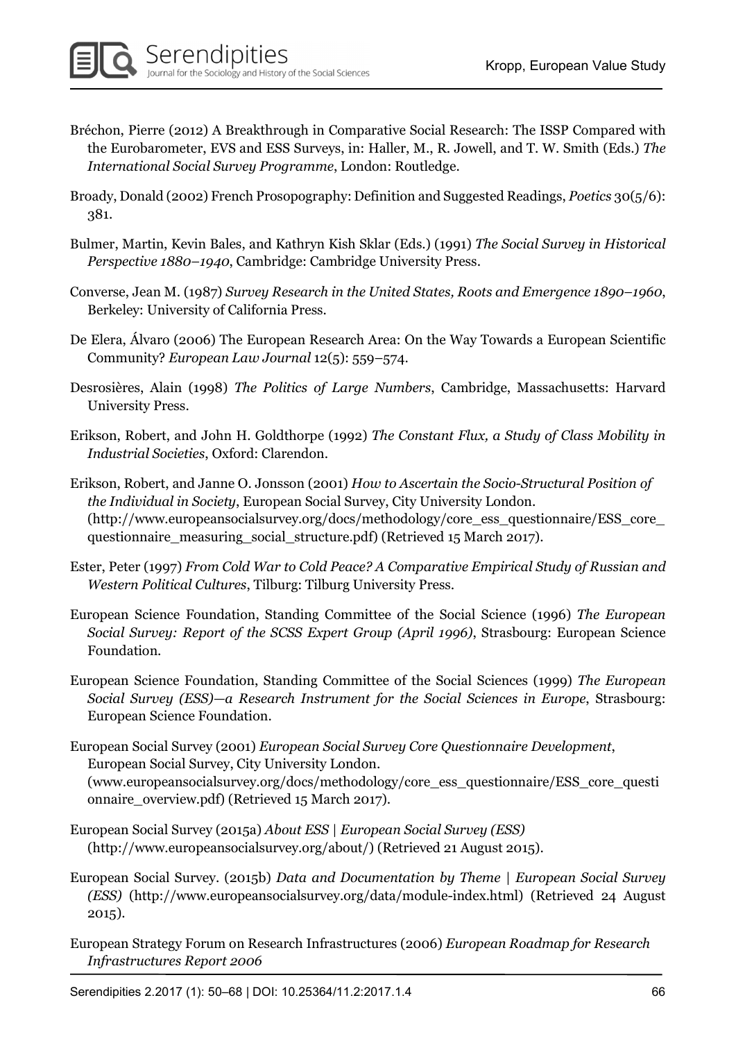Bréchon, Pierre (2012) A Breakthrough in Comparative Social Research: The ISSP Compared with the Eurobarometer, EVS and ESS Surveys, in: Haller, M., R. Jowell, and T. W. Smith (Eds.) *The International Social Survey Programme*, London: Routledge.

Broady, Donald (2002) French Prosopography: Definition and Suggested Readings, *Poetics* 30(5/6): 381.

Bulmer, Martin, Kevin Bales, and Kathryn Kish Sklar (Eds.) (1991) *The Social Survey in Historical Perspective 1880–1940*, Cambridge: Cambridge University Press.

Converse, Jean M. (1987) *Survey Research in the United States, Roots and Emergence 1890–1960*, Berkeley: University of California Press.

De Elera, Álvaro (2006) The European Research Area: On the Way Towards a European Scientific Community? *European Law Journal* 12(5): 559–574.

Desrosières, Alain (1998) *The Politics of Large Numbers*, Cambridge, Massachusetts: Harvard University Press.

Erikson, Robert, and John H. Goldthorpe (1992) *The Constant Flux, a Study of Class Mobility in Industrial Societies*, Oxford: Clarendon.

Erikson, Robert, and Janne O. Jonsson (2001) *How to Ascertain the Socio-Structural Position of the Individual in Society*, European Social Survey, City University London. (http://www.europeansocialsurvey.org/docs/methodology/core_ess_questionnaire/ESS_core_questionnaire_measuring_social_structure.pdf) (Retrieved 15 March 2017).

Ester, Peter (1997) *From Cold War to Cold Peace? A Comparative Empirical Study of Russian and Western Political Cultures*, Tilburg: Tilburg University Press.

European Science Foundation, Standing Committee of the Social Science (1996) *The European Social Survey: Report of the SCSS Expert Group (April 1996)*, Strasbourg: European Science Foundation.

European Science Foundation, Standing Committee of the Social Sciences (1999) *The European Social Survey (ESS)—a Research Instrument for the Social Sciences in Europe*, Strasbourg: European Science Foundation.

European Social Survey (2001) *European Social Survey Core Questionnaire Development*, European Social Survey, City University London. (www.europeansocialsurvey.org/docs/methodology/core_ess_questionnaire/ESS_core_questionnaire_overview.pdf) (Retrieved 15 March 2017).

European Social Survey (2015a) *About ESS | European Social Survey (ESS)* (http://www.europeansocialsurvey.org/about/) (Retrieved 21 August 2015).

European Social Survey. (2015b) *Data and Documentation by Theme | European Social Survey (ESS)* (http://www.europeansocialsurvey.org/data/module-index.html) (Retrieved 24 August 2015).

European Strategy Forum on Research Infrastructures (2006) *European Roadmap for Research Infrastructures Report 2006*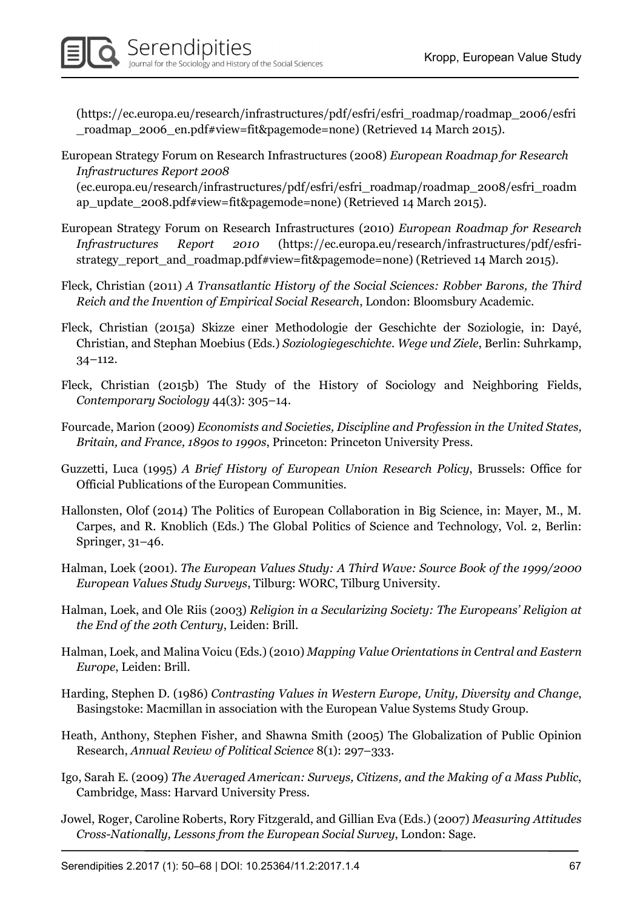(https://ec.europa.eu/research/infrastructures/pdf/esfri/esfri_roadmap/roadmap_2006/esfri_roadmap_2006_en.pdf#view=fit&pagemode=none) (Retrieved 14 March 2015).

European Strategy Forum on Research Infrastructures (2008) *European Roadmap for Research Infrastructures Report 2008* (ec.europa.eu/research/infrastructures/pdf/esfri/esfri_roadmap/roadmap_2008/esfri_roadmap_update_2008.pdf#view=fit&pagemode=none) (Retrieved 14 March 2015).

European Strategy Forum on Research Infrastructures (2010) *European Roadmap for Research Infrastructures Report 2010* (https://ec.europa.eu/research/infrastructures/pdf/esfri-strategy_report_and_roadmap.pdf#view=fit&pagemode=none) (Retrieved 14 March 2015).

Fleck, Christian (2011) *A Transatlantic History of the Social Sciences: Robber Barons, the Third Reich and the Invention of Empirical Social Research*, London: Bloomsbury Academic.

Fleck, Christian (2015a) Skizze einer Methodologie der Geschichte der Soziologie, in: Dayé, Christian, and Stephan Moebius (Eds.) *Soziologiegeschichte. Wege und Ziele*, Berlin: Suhrkamp, 34–112.

Fleck, Christian (2015b) The Study of the History of Sociology and Neighboring Fields, *Contemporary Sociology* 44(3): 305–14.

Fourcade, Marion (2009) *Economists and Societies, Discipline and Profession in the United States, Britain, and France, 1890s to 1990s*, Princeton: Princeton University Press.

Guzzetti, Luca (1995) *A Brief History of European Union Research Policy*, Brussels: Office for Official Publications of the European Communities.

Hallonsten, Olof (2014) The Politics of European Collaboration in Big Science, in: Mayer, M., M. Carpes, and R. Knoblich (Eds.) The Global Politics of Science and Technology, Vol. 2, Berlin: Springer, 31–46.

Halman, Loek (2001). *The European Values Study: A Third Wave: Source Book of the 1999/2000 European Values Study Surveys*, Tilburg: WORC, Tilburg University.

Halman, Loek, and Ole Riis (2003) *Religion in a Secularizing Society: The Europeans' Religion at the End of the 20th Century*, Leiden: Brill.

Halman, Loek, and Malina Voicu (Eds.) (2010) *Mapping Value Orientations in Central and Eastern Europe*, Leiden: Brill.

Harding, Stephen D. (1986) *Contrasting Values in Western Europe, Unity, Diversity and Change*, Basingstoke: Macmillan in association with the European Value Systems Study Group.

Heath, Anthony, Stephen Fisher, and Shawna Smith (2005) The Globalization of Public Opinion Research, *Annual Review of Political Science* 8(1): 297–333.

Igo, Sarah E. (2009) *The Averaged American: Surveys, Citizens, and the Making of a Mass Public*, Cambridge, Mass: Harvard University Press.

Jowel, Roger, Caroline Roberts, Rory Fitzgerald, and Gillian Eva (Eds.) (2007) *Measuring Attitudes Cross-Nationally, Lessons from the European Social Survey*, London: Sage.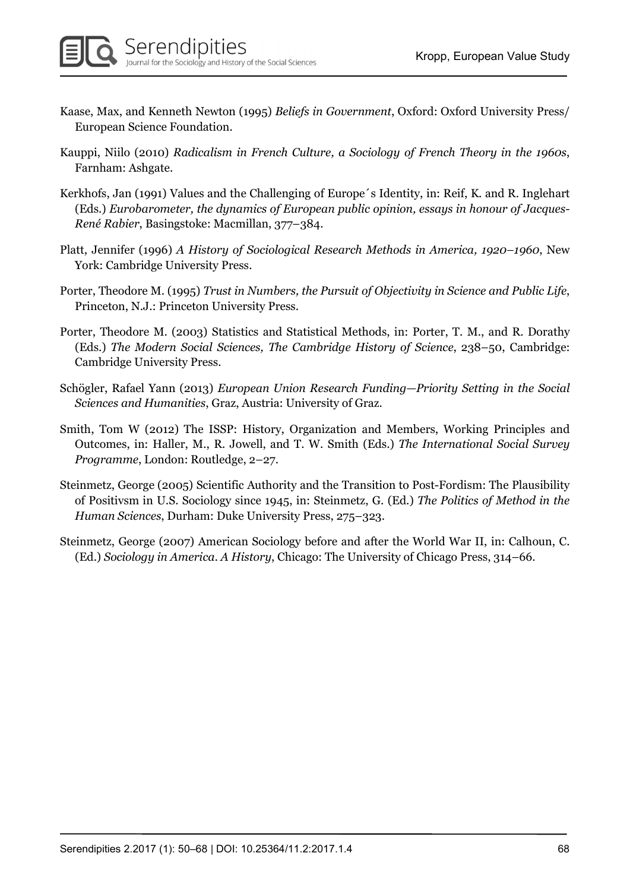Kaase, Max, and Kenneth Newton (1995) *Beliefs in Government*, Oxford: Oxford University Press/ European Science Foundation.

Kauppi, Niilo (2010) *Radicalism in French Culture, a Sociology of French Theory in the 1960s*, Farnham: Ashgate.

Kerkhofs, Jan (1991) Values and the Challenging of Europe´s Identity, in: Reif, K. and R. Inglehart (Eds.) *Eurobarometer, the dynamics of European public opinion, essays in honour of Jacques-René Rabier*, Basingstoke: Macmillan, 377–384.

Platt, Jennifer (1996) *A History of Sociological Research Methods in America, 1920–1960*, New York: Cambridge University Press.

Porter, Theodore M. (1995) *Trust in Numbers, the Pursuit of Objectivity in Science and Public Life*, Princeton, N.J.: Princeton University Press.

Porter, Theodore M. (2003) Statistics and Statistical Methods, in: Porter, T. M., and R. Dorathy (Eds.) *The Modern Social Sciences, The Cambridge History of Science*, 238–50, Cambridge: Cambridge University Press.

Schögler, Rafael Yann (2013) *European Union Research Funding—Priority Setting in the Social Sciences and Humanities*, Graz, Austria: University of Graz.

Smith, Tom W (2012) The ISSP: History, Organization and Members, Working Principles and Outcomes, in: Haller, M., R. Jowell, and T. W. Smith (Eds.) *The International Social Survey Programme*, London: Routledge, 2–27.

Steinmetz, George (2005) Scientific Authority and the Transition to Post-Fordism: The Plausibility of Positivsm in U.S. Sociology since 1945, in: Steinmetz, G. (Ed.) *The Politics of Method in the Human Sciences*, Durham: Duke University Press, 275–323.

Steinmetz, George (2007) American Sociology before and after the World War II, in: Calhoun, C. (Ed.) *Sociology in America. A History*, Chicago: The University of Chicago Press, 314–66.